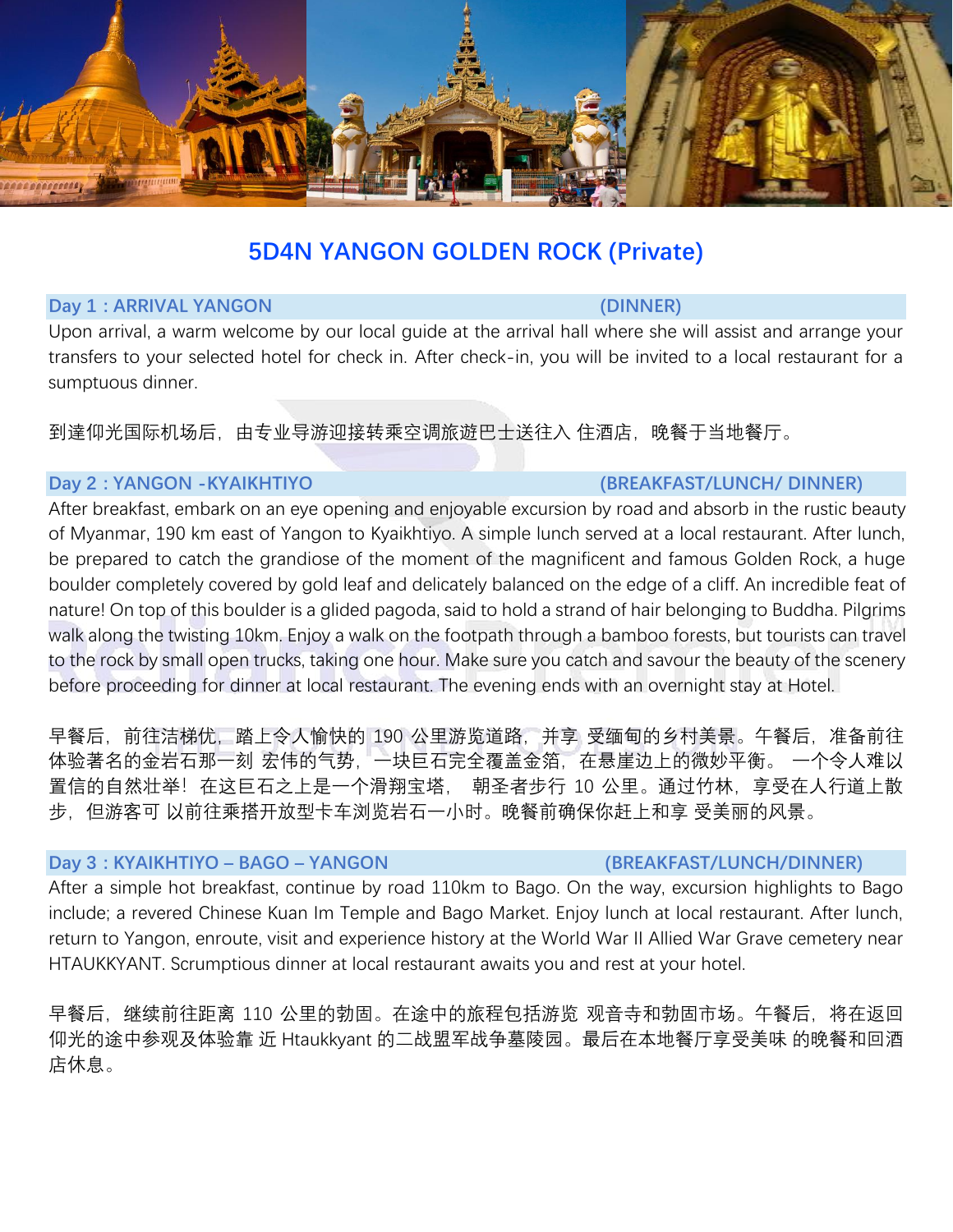# 5D4N YANGON GOLDEN ROCK (Private)

**Day 1 : ARRIVAL YANGON (DINNER)**

Upon arrival, a warm welcome by our local guide at the arrival hall where she will assist and arrange your transfers to your selected hotel for check in. After check-in, you will be invited to a local restaurant for a sumptuous dinner.

到達仰光国际机场后，由专业导游迎接转乘空调旅遊巴士送往入 住酒店，晚餐于当地餐厅。

**Day 2 : YANGON -KYAIKHTIYO (BREAKFAST/LUNCH/ DINNER)**

After breakfast, embark on an eye opening and enjoyable excursion by road and absorb in the rustic beauty of Myanmar, 190 km east of Yangon to Kyaikhtiyo. A simple lunch served at a local restaurant. After lunch, be prepared to catch the grandiose of the moment of the magnificent and famous Golden Rock, a huge boulder completely covered by gold leaf and delicately balanced on the edge of a cliff. An incredible feat of nature! On top of this boulder is a glided pagoda, said to hold a strand of hair belonging to Buddha. Pilgrims walk along the twisting 10km. Enjoy a walk on the footpath through a bamboo forests, but tourists can travel to the rock by small open trucks, taking one hour. Make sure you catch and savour the beauty of the scenery before proceeding for dinner at local restaurant. The evening ends with an overnight stay at Hotel.

早餐后，前往洁梯优，踏上令人愉快的 190 公里游览道路，并享 受缅甸的乡村美景。午餐后，准备前往体验著名的金岩石那一刻 宏伟的气势，一块巨石完全覆盖金箔，在悬崖边上的微妙平衡。 一个令人难以置信的自然壮举！在这巨石之上是一个滑翔宝塔， 朝圣者步行 10 公里。通过竹林，享受在人行道上散步，但游客可 以前往乘搭开放型卡车浏览岩石一小时。晚餐前确保你赶上和享 受美丽的风景。

**Day 3 : KYAIKHTIYO – BAGO – YANGON (BREAKFAST/LUNCH/DINNER)**

After a simple hot breakfast, continue by road 110km to Bago. On the way, excursion highlights to Bago include; a revered Chinese Kuan Im Temple and Bago Market. Enjoy lunch at local restaurant. After lunch, return to Yangon, enroute, visit and experience history at the World War II Allied War Grave cemetery near HTAUKKYANT. Scrumptious dinner at local restaurant awaits you and rest at your hotel.

早餐后，继续前往距离 110 公里的勃固。在途中的旅程包括游览 观音寺和勃固市场。午餐后，将在返回仰光的途中参观及体验靠 近 Htaukkyant 的二战盟军战争墓陵园。最后在本地餐厅享受美味 的晚餐和回酒店休息。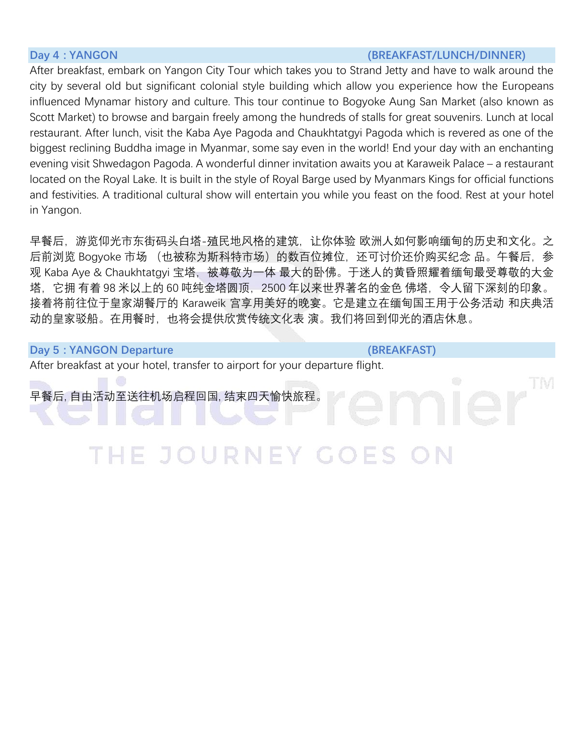**Day 4 : YANGON** **(BREAKFAST/LUNCH/DINNER)**

After breakfast, embark on Yangon City Tour which takes you to Strand Jetty and have to walk around the city by several old but significant colonial style building which allow you experience how the Europeans influenced Mynamar history and culture. This tour continue to Bogyoke Aung San Market (also known as Scott Market) to browse and bargain freely among the hundreds of stalls for great souvenirs. Lunch at local restaurant. After lunch, visit the Kaba Aye Pagoda and Chaukhtatgyi Pagoda which is revered as one of the biggest reclining Buddha image in Myanmar, some say even in the world! End your day with an enchanting evening visit Shwedagon Pagoda. A wonderful dinner invitation awaits you at Karaweik Palace – a restaurant located on the Royal Lake. It is built in the style of Royal Barge used by Myanmars Kings for official functions and festivities. A traditional cultural show will entertain you while you feast on the food. Rest at your hotel in Yangon.

早餐后，游览仰光市东街码头白塔-殖民地风格的建筑，让你体验 欧洲人如何影响缅甸的历史和文化。之后前浏览 Bogyoke 市场 （也被称为斯科特市场）的数百位摊位，还可讨价还价购买纪念 品。午餐后，参观 Kaba Aye & Chaukhtatgyi 宝塔，被尊敬为一体 最大的卧佛。于迷人的黄昏照耀着缅甸最受尊敬的大金塔，它拥 有着 98 米以上的 60 吨纯金塔圆顶，2500 年以来世界著名的金色 佛塔，令人留下深刻的印象。接着将前往位于皇家湖餐厅的 Karaweik 宫享用美好的晚宴。它是建立在缅甸国王用于公务活动 和庆典活动的皇家驳船。在用餐时，也将会提供欣赏传统文化表 演。我们将回到仰光的酒店休息。

**Day 5 : YANGON Departure** **(BREAKFAST)**

After breakfast at your hotel, transfer to airport for your departure flight.

早餐后, 自由活动至送往机场启程回国, 结束四天愉快旅程。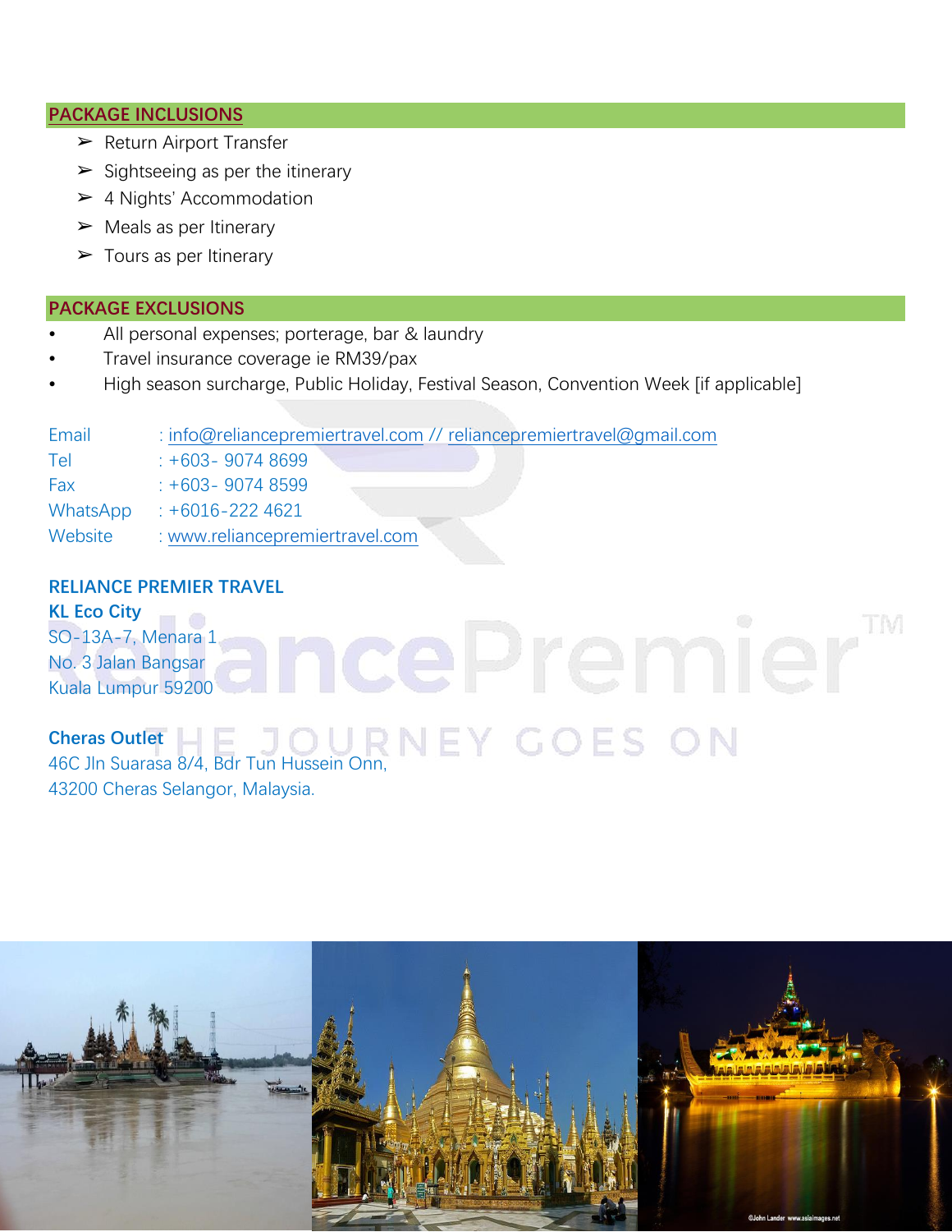## PACKAGE INCLUSIONS

- Return Airport Transfer
- Sightseeing as per the itinerary
- 4 Nights' Accommodation
- Meals as per Itinerary
- Tours as per Itinerary

## PACKAGE EXCLUSIONS

- All personal expenses; porterage, bar & laundry
- Travel insurance coverage ie RM39/pax
- High season surcharge, Public Holiday, Festival Season, Convention Week [if applicable]

Email : info@reliancepremiertravel.com // reliancepremiertravel@gmail.com
Tel : +603- 9074 8699
Fax : +603- 9074 8599
WhatsApp : +6016-222 4621
Website : www.reliancepremiertravel.com

**RELIANCE PREMIER TRAVEL**

**KL Eco City**
SO-13A-7, Menara 1
No. 3 Jalan Bangsar
Kuala Lumpur 59200

**Cheras Outlet**
46C Jln Suarasa 8/4, Bdr Tun Hussein Onn,
43200 Cheras Selangor, Malaysia.